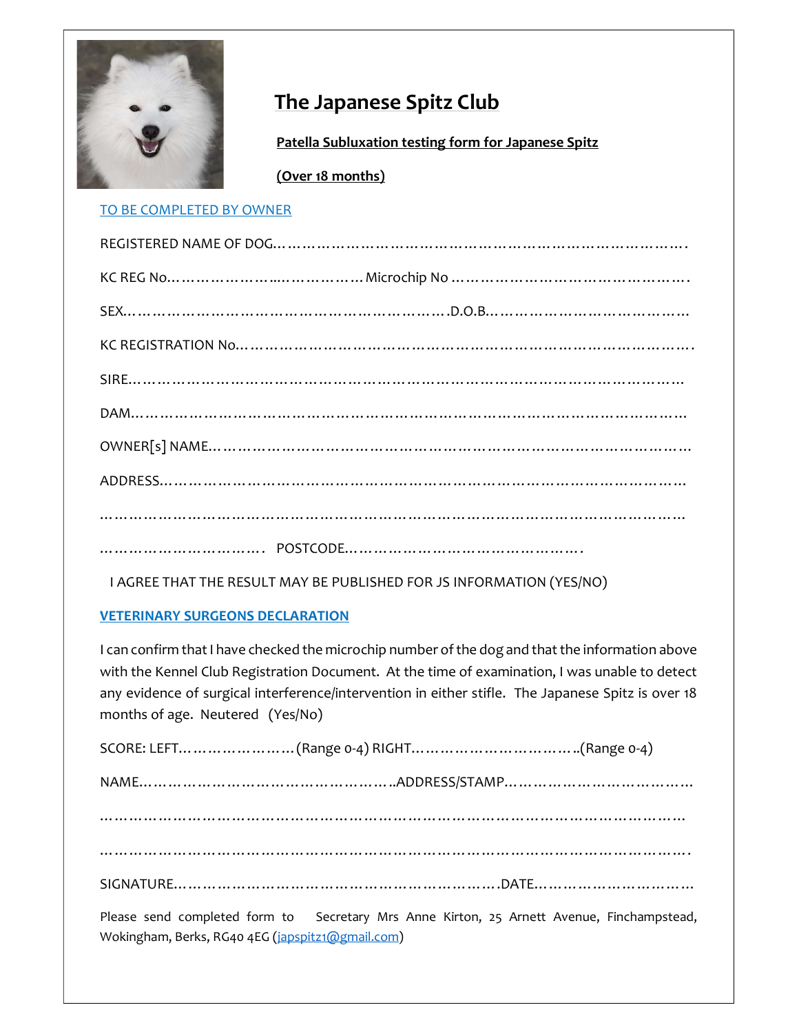# The Japanese Spitz Club

**Patella Subluxation testing form for Japanese Spitz**

**(Over 18 months)**

TO BE COMPLETED BY OWNER

REGISTERED NAME OF DOG……………………………………………………………………………….

KC REG No…………………...…………… Microchip No ………………………………………….

SEX……………………………………………………….D.O.B……………………………………

KC REGISTRATION No………………………………………………………………………………….

SIRE………………………………………………………………………………………………

DAM………………………………………………………………………………………………

OWNER[s] NAME…………………………………………………………………………………

ADDRESS…………………………………………………………………………………………

…………………………………………………………………………………………………

………………………….  POSTCODE……………………………………….

I AGREE THAT THE RESULT MAY BE PUBLISHED FOR JS INFORMATION (YES/NO)

**VETERINARY SURGEONS DECLARATION**

I can confirm that I have checked the microchip number of the dog and that the information above with the Kennel Club Registration Document. At the time of examination, I was unable to detect any evidence of surgical interference/intervention in either stifle. The Japanese Spitz is over 18 months of age. Neutered (Yes/No)

SCORE: LEFT…………………(Range 0-4) RIGHT…………………………..(Range 0-4)

NAME…………………………………………..ADDRESS/STAMP………………………………

…………………………………………………………………………………………………

…………………………………………………………………………………………………

SIGNATURE…………………………………………………………DATE…………………………

Please send completed form to Secretary Mrs Anne Kirton, 25 Arnett Avenue, Finchampstead, Wokingham, Berks, RG40 4EG (japspitz1@gmail.com)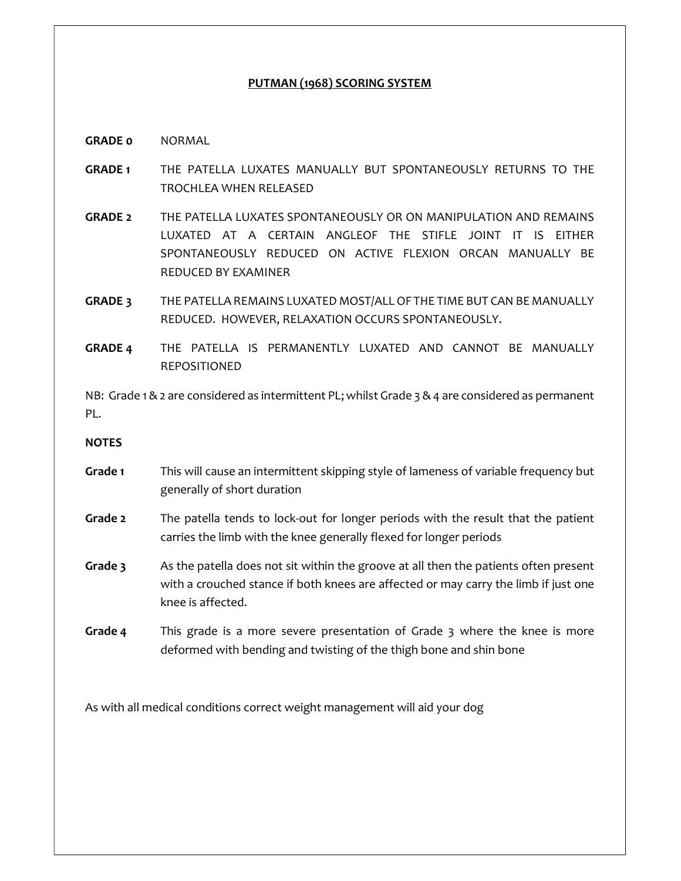## PUTMAN (1968) SCORING SYSTEM

**GRADE 0** NORMAL

**GRADE 1** THE PATELLA LUXATES MANUALLY BUT SPONTANEOUSLY RETURNS TO THE TROCHLEA WHEN RELEASED

**GRADE 2** THE PATELLA LUXATES SPONTANEOUSLY OR ON MANIPULATION AND REMAINS LUXATED AT A CERTAIN ANGLEOF THE STIFLE JOINT IT IS EITHER SPONTANEOUSLY REDUCED ON ACTIVE FLEXION ORCAN MANUALLY BE REDUCED BY EXAMINER

**GRADE 3** THE PATELLA REMAINS LUXATED MOST/ALL OF THE TIME BUT CAN BE MANUALLY REDUCED. HOWEVER, RELAXATION OCCURS SPONTANEOUSLY.

**GRADE 4** THE PATELLA IS PERMANENTLY LUXATED AND CANNOT BE MANUALLY REPOSITIONED

NB: Grade 1 & 2 are considered as intermittent PL; whilst Grade 3 & 4 are considered as permanent PL.

**NOTES**

**Grade 1** This will cause an intermittent skipping style of lameness of variable frequency but generally of short duration

**Grade 2** The patella tends to lock-out for longer periods with the result that the patient carries the limb with the knee generally flexed for longer periods

**Grade 3** As the patella does not sit within the groove at all then the patients often present with a crouched stance if both knees are affected or may carry the limb if just one knee is affected.

**Grade 4** This grade is a more severe presentation of Grade 3 where the knee is more deformed with bending and twisting of the thigh bone and shin bone

As with all medical conditions correct weight management will aid your dog